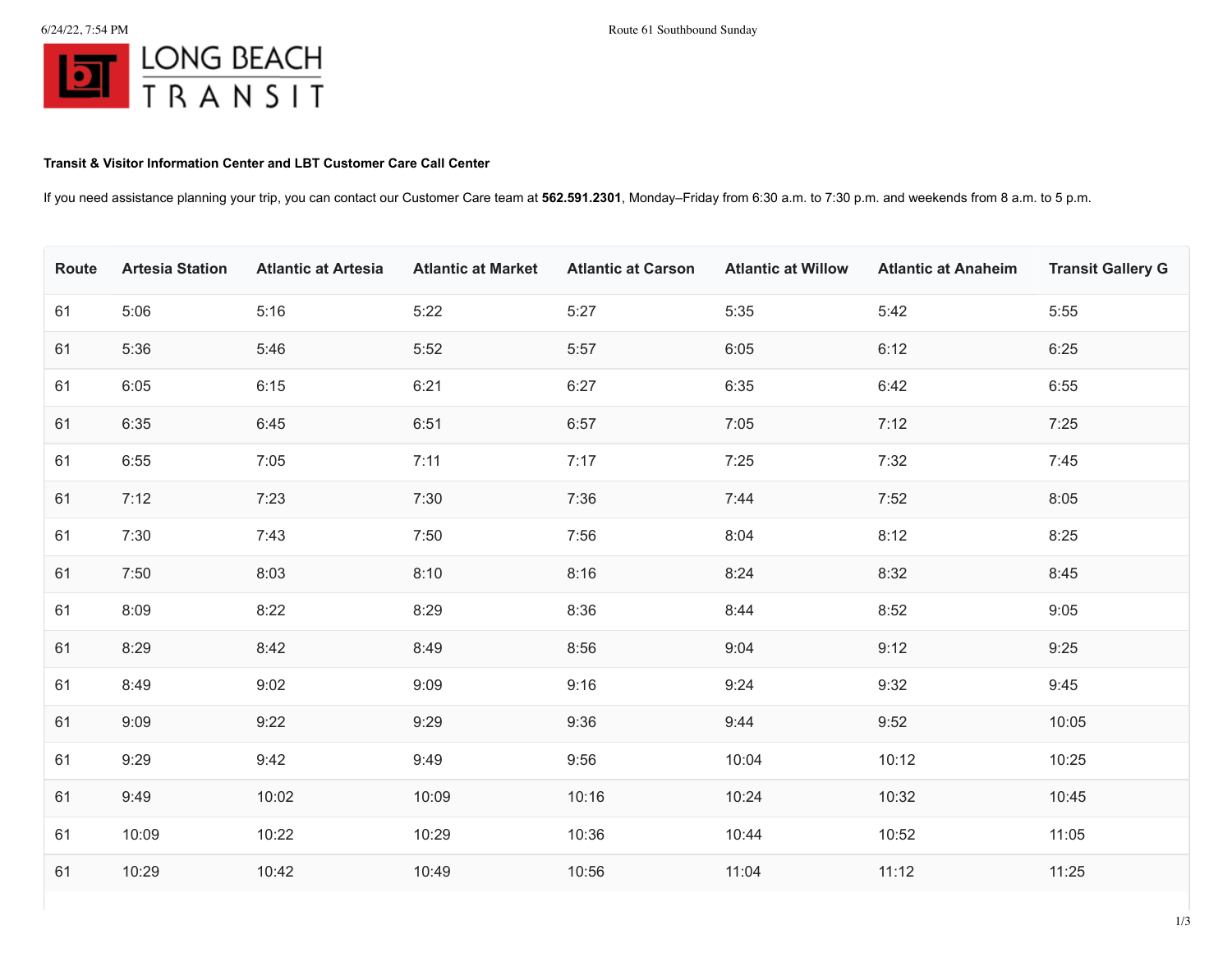LONG BEACH TRANSIT

**Transit & Visitor Information Center and LBT Customer Care Call Center**

If you need assistance planning your trip, you can contact our Customer Care team at **562.591.2301**, Monday–Friday from 6:30 a.m. to 7:30 p.m. and weekends from 8 a.m. to 5 p.m.

| Route | Artesia Station | Atlantic at Artesia | Atlantic at Market | Atlantic at Carson | Atlantic at Willow | Atlantic at Anaheim | Transit Gallery G |
|---|---|---|---|---|---|---|---|
| 61 | 5:06 | 5:16 | 5:22 | 5:27 | 5:35 | 5:42 | 5:55 |
| 61 | 5:36 | 5:46 | 5:52 | 5:57 | 6:05 | 6:12 | 6:25 |
| 61 | 6:05 | 6:15 | 6:21 | 6:27 | 6:35 | 6:42 | 6:55 |
| 61 | 6:35 | 6:45 | 6:51 | 6:57 | 7:05 | 7:12 | 7:25 |
| 61 | 6:55 | 7:05 | 7:11 | 7:17 | 7:25 | 7:32 | 7:45 |
| 61 | 7:12 | 7:23 | 7:30 | 7:36 | 7:44 | 7:52 | 8:05 |
| 61 | 7:30 | 7:43 | 7:50 | 7:56 | 8:04 | 8:12 | 8:25 |
| 61 | 7:50 | 8:03 | 8:10 | 8:16 | 8:24 | 8:32 | 8:45 |
| 61 | 8:09 | 8:22 | 8:29 | 8:36 | 8:44 | 8:52 | 9:05 |
| 61 | 8:29 | 8:42 | 8:49 | 8:56 | 9:04 | 9:12 | 9:25 |
| 61 | 8:49 | 9:02 | 9:09 | 9:16 | 9:24 | 9:32 | 9:45 |
| 61 | 9:09 | 9:22 | 9:29 | 9:36 | 9:44 | 9:52 | 10:05 |
| 61 | 9:29 | 9:42 | 9:49 | 9:56 | 10:04 | 10:12 | 10:25 |
| 61 | 9:49 | 10:02 | 10:09 | 10:16 | 10:24 | 10:32 | 10:45 |
| 61 | 10:09 | 10:22 | 10:29 | 10:36 | 10:44 | 10:52 | 11:05 |
| 61 | 10:29 | 10:42 | 10:49 | 10:56 | 11:04 | 11:12 | 11:25 |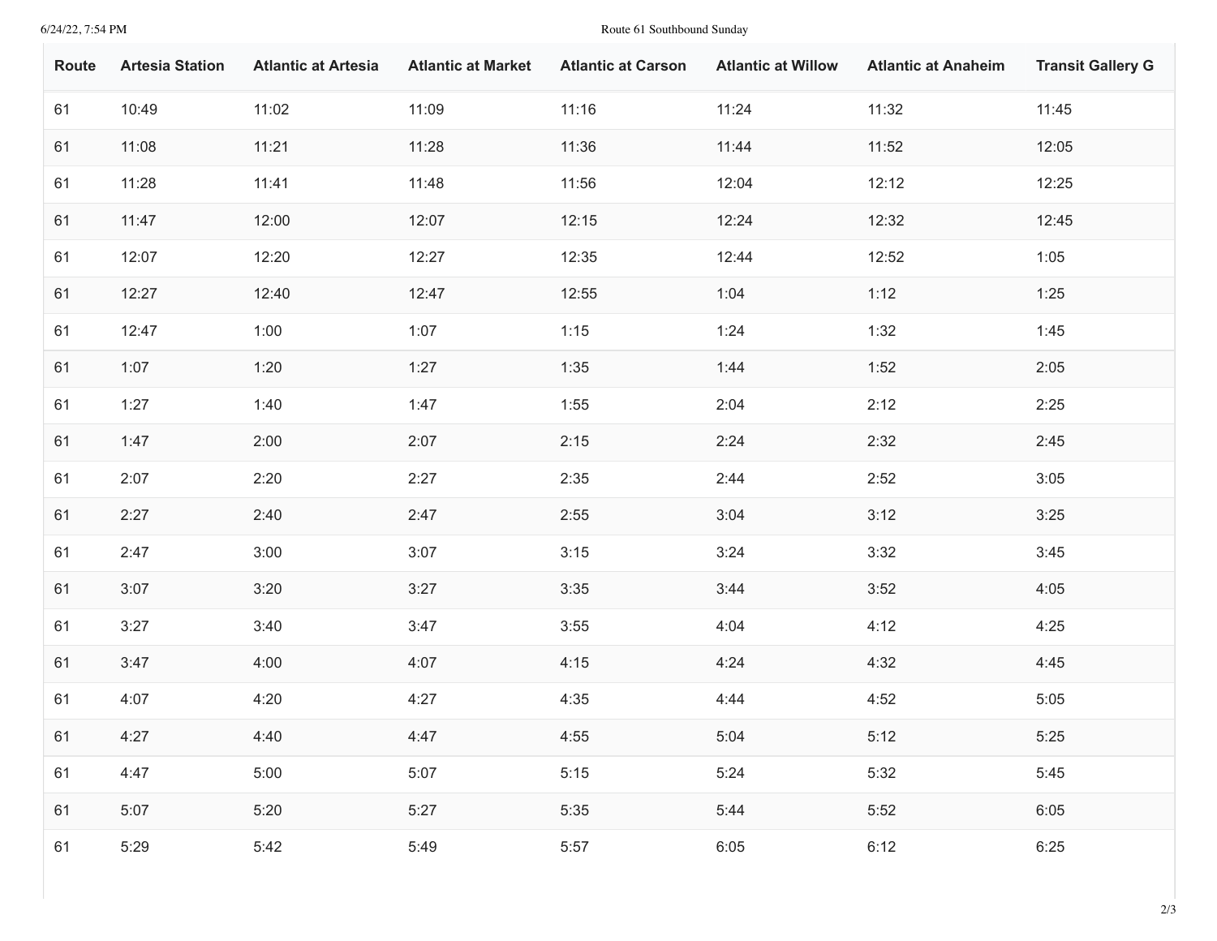| Route | Artesia Station | Atlantic at Artesia | Atlantic at Market | Atlantic at Carson | Atlantic at Willow | Atlantic at Anaheim | Transit Gallery G |
|---|---|---|---|---|---|---|---|
| 61 | 10:49 | 11:02 | 11:09 | 11:16 | 11:24 | 11:32 | 11:45 |
| 61 | 11:08 | 11:21 | 11:28 | 11:36 | 11:44 | 11:52 | 12:05 |
| 61 | 11:28 | 11:41 | 11:48 | 11:56 | 12:04 | 12:12 | 12:25 |
| 61 | 11:47 | 12:00 | 12:07 | 12:15 | 12:24 | 12:32 | 12:45 |
| 61 | 12:07 | 12:20 | 12:27 | 12:35 | 12:44 | 12:52 | 1:05 |
| 61 | 12:27 | 12:40 | 12:47 | 12:55 | 1:04 | 1:12 | 1:25 |
| 61 | 12:47 | 1:00 | 1:07 | 1:15 | 1:24 | 1:32 | 1:45 |
| 61 | 1:07 | 1:20 | 1:27 | 1:35 | 1:44 | 1:52 | 2:05 |
| 61 | 1:27 | 1:40 | 1:47 | 1:55 | 2:04 | 2:12 | 2:25 |
| 61 | 1:47 | 2:00 | 2:07 | 2:15 | 2:24 | 2:32 | 2:45 |
| 61 | 2:07 | 2:20 | 2:27 | 2:35 | 2:44 | 2:52 | 3:05 |
| 61 | 2:27 | 2:40 | 2:47 | 2:55 | 3:04 | 3:12 | 3:25 |
| 61 | 2:47 | 3:00 | 3:07 | 3:15 | 3:24 | 3:32 | 3:45 |
| 61 | 3:07 | 3:20 | 3:27 | 3:35 | 3:44 | 3:52 | 4:05 |
| 61 | 3:27 | 3:40 | 3:47 | 3:55 | 4:04 | 4:12 | 4:25 |
| 61 | 3:47 | 4:00 | 4:07 | 4:15 | 4:24 | 4:32 | 4:45 |
| 61 | 4:07 | 4:20 | 4:27 | 4:35 | 4:44 | 4:52 | 5:05 |
| 61 | 4:27 | 4:40 | 4:47 | 4:55 | 5:04 | 5:12 | 5:25 |
| 61 | 4:47 | 5:00 | 5:07 | 5:15 | 5:24 | 5:32 | 5:45 |
| 61 | 5:07 | 5:20 | 5:27 | 5:35 | 5:44 | 5:52 | 6:05 |
| 61 | 5:29 | 5:42 | 5:49 | 5:57 | 6:05 | 6:12 | 6:25 |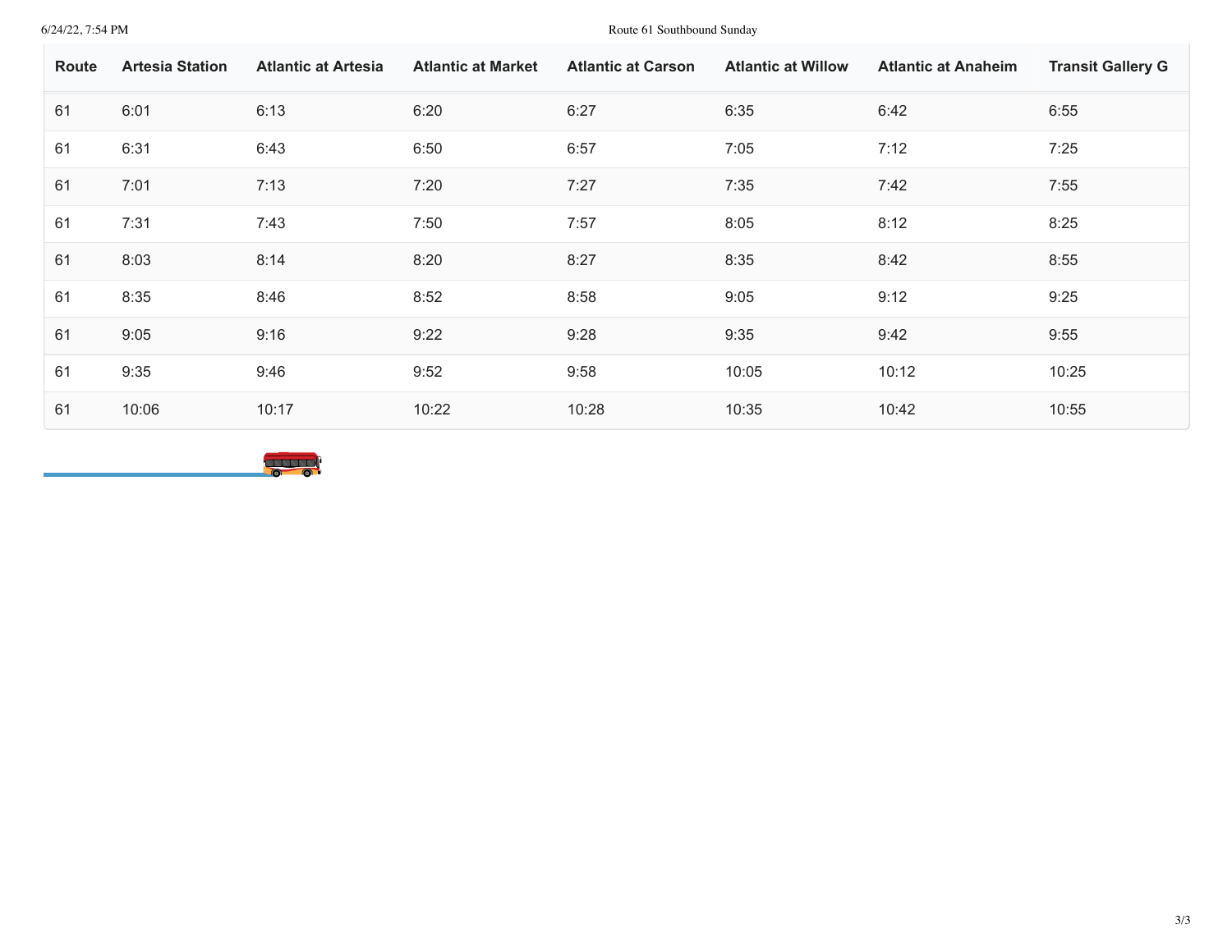| Route | Artesia Station | Atlantic at Artesia | Atlantic at Market | Atlantic at Carson | Atlantic at Willow | Atlantic at Anaheim | Transit Gallery G |
|---|---|---|---|---|---|---|---|
| 61 | 6:01 | 6:13 | 6:20 | 6:27 | 6:35 | 6:42 | 6:55 |
| 61 | 6:31 | 6:43 | 6:50 | 6:57 | 7:05 | 7:12 | 7:25 |
| 61 | 7:01 | 7:13 | 7:20 | 7:27 | 7:35 | 7:42 | 7:55 |
| 61 | 7:31 | 7:43 | 7:50 | 7:57 | 8:05 | 8:12 | 8:25 |
| 61 | 8:03 | 8:14 | 8:20 | 8:27 | 8:35 | 8:42 | 8:55 |
| 61 | 8:35 | 8:46 | 8:52 | 8:58 | 9:05 | 9:12 | 9:25 |
| 61 | 9:05 | 9:16 | 9:22 | 9:28 | 9:35 | 9:42 | 9:55 |
| 61 | 9:35 | 9:46 | 9:52 | 9:58 | 10:05 | 10:12 | 10:25 |
| 61 | 10:06 | 10:17 | 10:22 | 10:28 | 10:35 | 10:42 | 10:55 |